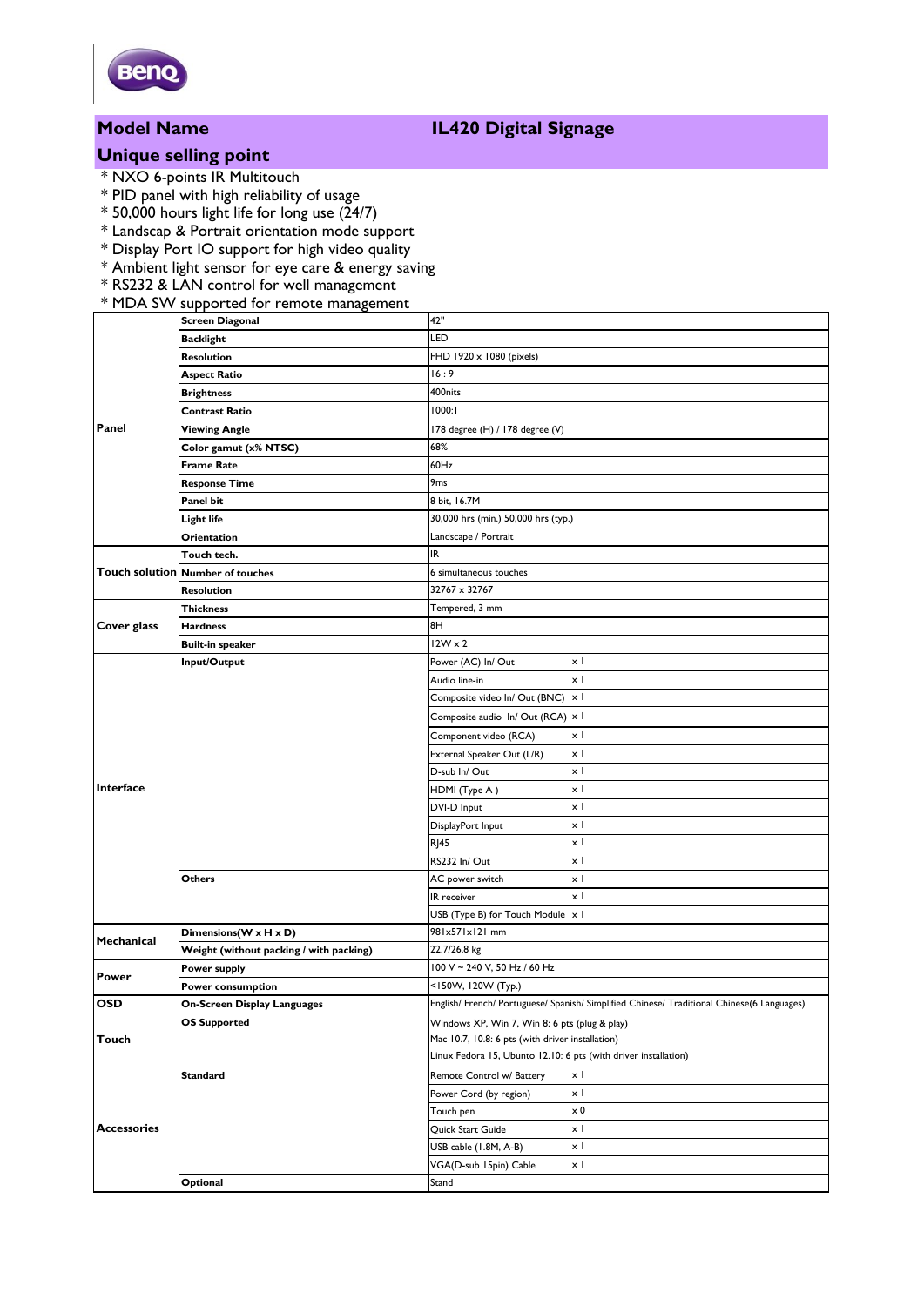BenQ

| **Model Name** | **IL420 Digital Signage** |
|---|---|

## Unique selling point

* NXO 6-points IR Multitouch
* PID panel with high reliability of usage
* 50,000 hours light life for long use (24/7)
* Landscap & Portrait orientation mode support
* Display Port IO support for high video quality
* Ambient light sensor for eye care & energy saving
* RS232 & LAN control for well management
* MDA SW supported for remote management

| | | | |
|---|---|---|---|
| **Panel** | **Screen Diagonal** | 42" | |
| | **Backlight** | LED | |
| | **Resolution** | FHD 1920 x 1080 (pixels) | |
| | **Aspect Ratio** | 16 : 9 | |
| | **Brightness** | 400nits | |
| | **Contrast Ratio** | 1000:1 | |
| | **Viewing Angle** | 178 degree (H) / 178 degree (V) | |
| | **Color gamut (x% NTSC)** | 68% | |
| | **Frame Rate** | 60Hz | |
| | **Response Time** | 9ms | |
| | **Panel bit** | 8 bit, 16.7M | |
| | **Light life** | 30,000 hrs (min.) 50,000 hrs (typ.) | |
| | **Orientation** | Landscape / Portrait | |
| **Touch solution** | **Touch tech.** | IR | |
| | **Number of touches** | 6 simultaneous touches | |
| | **Resolution** | 32767 x 32767 | |
| **Cover glass** | **Thickness** | Tempered, 3 mm | |
| | **Hardness** | 8H | |
| | **Built-in speaker** | 12W x 2 | |
| **Interface** | **Input/Output** | Power (AC) In/ Out | x 1 |
| | | Audio line-in | x 1 |
| | | Composite video In/ Out (BNC) | x 1 |
| | | Composite audio In/ Out (RCA) | x 1 |
| | | Component video (RCA) | x 1 |
| | | External Speaker Out (L/R) | x 1 |
| | | D-sub In/ Out | x 1 |
| | | HDMI (Type A ) | x 1 |
| | | DVI-D Input | x 1 |
| | | DisplayPort Input | x 1 |
| | | RJ45 | x 1 |
| | | RS232 In/ Out | x 1 |
| | **Others** | AC power switch | x 1 |
| | | IR receiver | x 1 |
| | | USB (Type B) for Touch Module | x 1 |
| **Mechanical** | **Dimensions(W x H x D)** | 981x571x121 mm | |
| | **Weight (without packing / with packing)** | 22.7/26.8 kg | |
| **Power** | **Power supply** | 100 V ~ 240 V, 50 Hz / 60 Hz | |
| | **Power consumption** | <150W, 120W (Typ.) | |
| **OSD** | **On-Screen Display Languages** | English/ French/ Portuguese/ Spanish/ Simplified Chinese/ Traditional Chinese(6 Languages) | |
| **Touch** | **OS Supported** | Windows XP, Win 7, Win 8: 6 pts (plug & play)<br>Mac 10.7, 10.8: 6 pts (with driver installation)<br>Linux Fedora 15, Ubunto 12.10: 6 pts (with driver installation) | |
| **Accessories** | **Standard** | Remote Control w/ Battery | x 1 |
| | | Power Cord (by region) | x 1 |
| | | Touch pen | x 0 |
| | | Quick Start Guide | x 1 |
| | | USB cable (1.8M, A-B) | x 1 |
| | | VGA(D-sub 15pin) Cable | x 1 |
| | **Optional** | Stand | |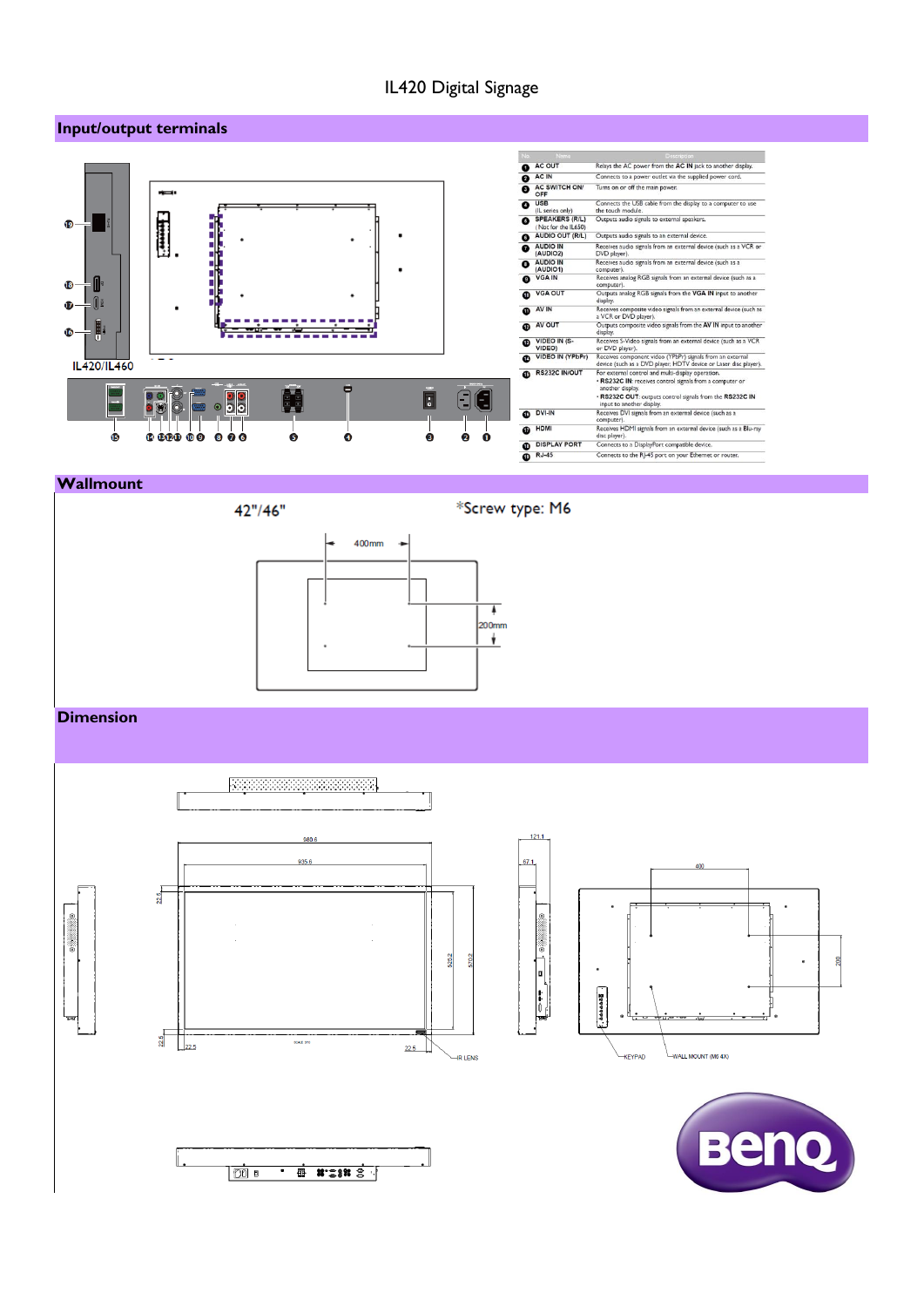# IL420 Digital Signage

## Input/output terminals

IL420/IL460

| No. | Name | Description |
|---|---|---|
| 1 | AC OUT | Relays the AC power from the AC IN jack to another display. |
| 2 | AC IN | Connects to a power outlet via the supplied power cord. |
| 3 | AC SWITCH ON/ OFF | Turns on or off the main power. |
| 4 | USB (IL series only) | Connects the USB cable from the display to a computer to use the touch module. |
| 5 | SPEAKERS (R/L) (Not for the IL650) | Outputs audio signals to external speakers. |
| 6 | AUDIO OUT (R/L) | Outputs audio signals to an external device. |
| 7 | AUDIO IN (AUDIO2) | Receives audio signals from an external device (such as a VCR or DVD player). |
| 8 | AUDIO IN (AUDIO1) | Receives audio signals from an external device (such as a computer). |
| 9 | VGA IN | Receives analog RGB signals from an external device (such as a computer). |
| 10 | VGA OUT | Outputs analog RGB signals from the VGA IN input to another display. |
| 11 | AV IN | Receives composite video signals from an external device (such as a VCR or DVD player). |
| 12 | AV OUT | Outputs composite video signals from the AV IN input to another display. |
| 13 | VIDEO IN (S-VIDEO) | Receives S-Video signals from an external device (such as a VCR or DVD player). |
| 14 | VIDEO IN (YPbPr) | Receives component video (YPbPr) signals from an external device (such as a DVD player, HDTV device or Laser disc player). |
| 15 | RS232C IN/OUT | For external control and multi-display operation. • RS232C IN: receives control signals from a computer or another display. • RS232C OUT: outputs control signals from the RS232C IN input to another display. |
| 16 | DVI-IN | Receives DVI signals from an external device (such as a computer). |
| 17 | HDMI | Receives HDMI signals from an external device (such as a Blu-ray disc player). |
| 18 | DISPLAY PORT | Connects to a DisplayPort compatible device. |
| 19 | RJ-45 | Connects to the RJ-45 port on your Ethernet or router. |

## Wallmount

42"/46"

*Screw type: M6

400mm

200mm

## Dimension

980.6

935.6

22.5

525.2

570.2

22.5

22.5

IR LENS

121.1

67.1

400

200

KEYPAD

WALL MOUNT (M6 4X)

BenQ